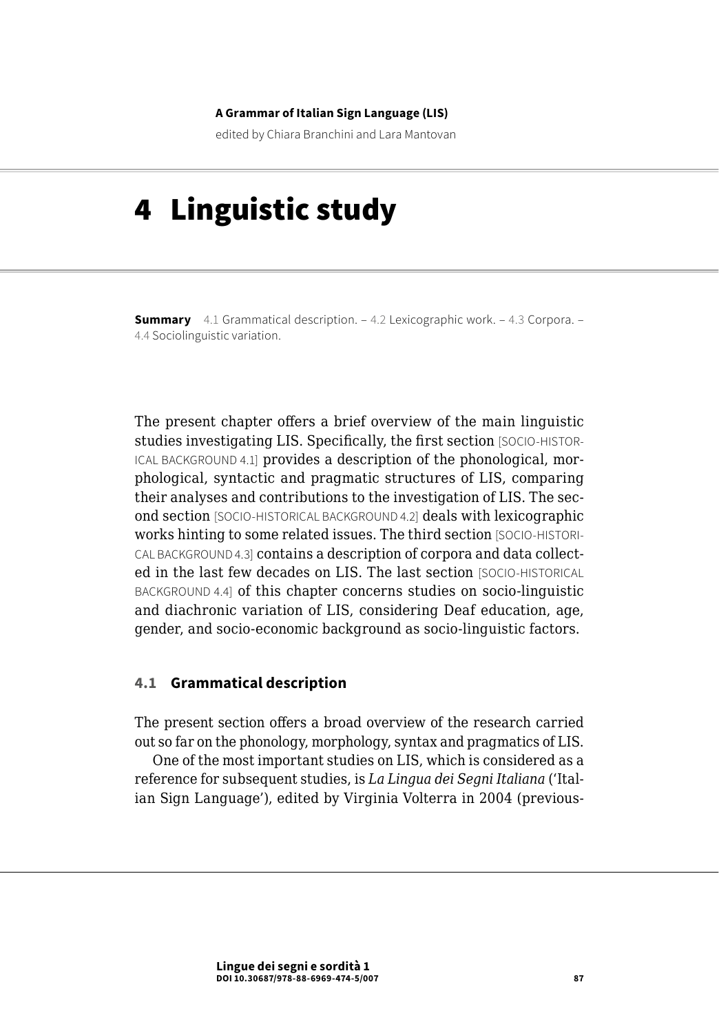**A Grammar of Italian Sign Language (LIS)**

edited by Chiara Branchini and Lara Mantovan

# 4 Linguistic study

**Summary** 4.1 Grammatical description. – 4.2 Lexicographic work. – 4.3 Corpora. – 4.4 Sociolinguistic variation.

The present chapter offers a brief overview of the main linguistic studies investigating LIS. Specifically, the first section [SOCIO-HISTORICAL BACKGROUND 4.1] provides a description of the phonological, morphological, syntactic and pragmatic structures of LIS, comparing their analyses and contributions to the investigation of LIS. The second section [SOCIO-HISTORICAL BACKGROUND 4.2] deals with lexicographic works hinting to some related issues. The third section [SOCIO-HISTORICAL BACKGROUND 4.3] contains a description of corpora and data collected in the last few decades on LIS. The last section [SOCIO-HISTORICAL BACKGROUND 4.4] of this chapter concerns studies on socio-linguistic and diachronic variation of LIS, considering Deaf education, age, gender, and socio-economic background as socio-linguistic factors.

## 4.1 Grammatical description

The present section offers a broad overview of the research carried out so far on the phonology, morphology, syntax and pragmatics of LIS.

One of the most important studies on LIS, which is considered as a reference for subsequent studies, is *La Lingua dei Segni Italiana* ('Italian Sign Language'), edited by Virginia Volterra in 2004 (previous-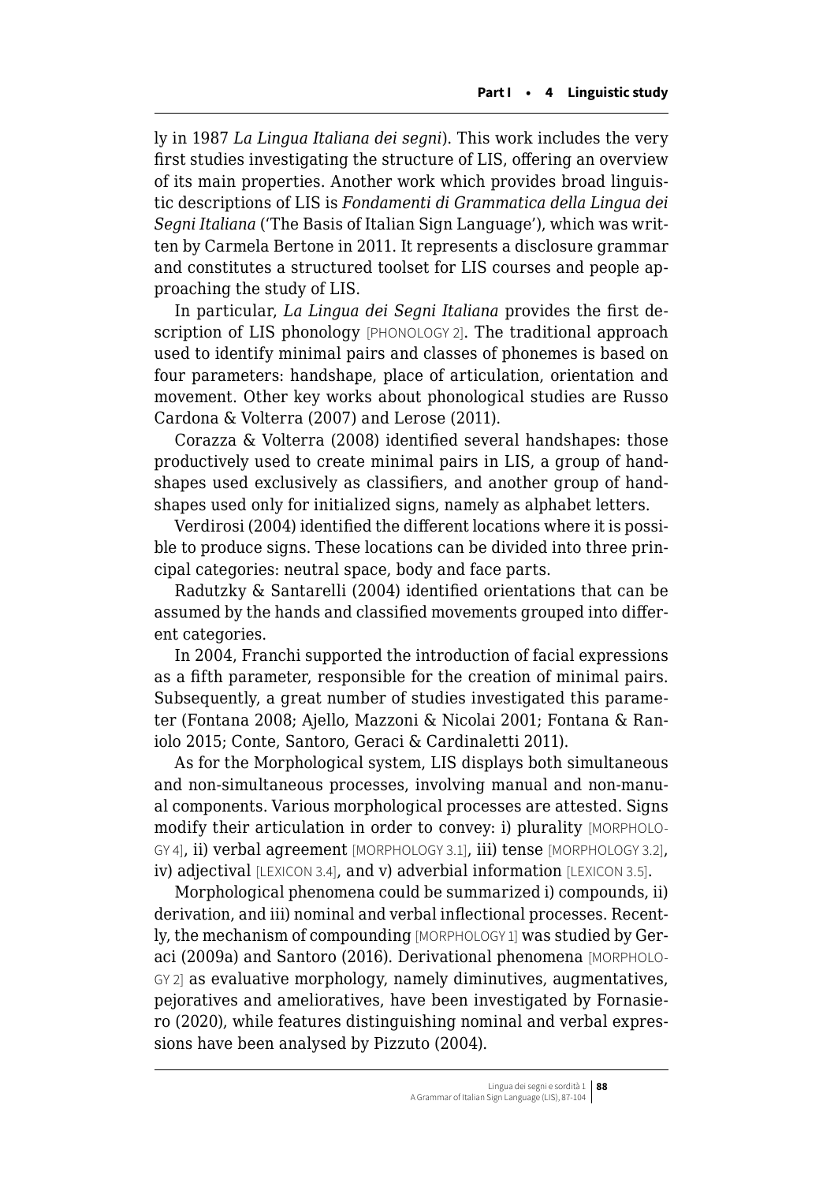ly in 1987 *La Lingua Italiana dei segni*). This work includes the very first studies investigating the structure of LIS, offering an overview of its main properties. Another work which provides broad linguistic descriptions of LIS is *Fondamenti di Grammatica della Lingua dei Segni Italiana* ('The Basis of Italian Sign Language'), which was written by Carmela Bertone in 2011. It represents a disclosure grammar and constitutes a structured toolset for LIS courses and people approaching the study of LIS.

In particular, *La Lingua dei Segni Italiana* provides the first description of LIS phonology [PHONOLOGY 2]. The traditional approach used to identify minimal pairs and classes of phonemes is based on four parameters: handshape, place of articulation, orientation and movement. Other key works about phonological studies are Russo Cardona & Volterra (2007) and Lerose (2011).

Corazza & Volterra (2008) identified several handshapes: those productively used to create minimal pairs in LIS, a group of handshapes used exclusively as classifiers, and another group of handshapes used only for initialized signs, namely as alphabet letters.

Verdirosi (2004) identified the different locations where it is possible to produce signs. These locations can be divided into three principal categories: neutral space, body and face parts.

Radutzky & Santarelli (2004) identified orientations that can be assumed by the hands and classified movements grouped into different categories.

In 2004, Franchi supported the introduction of facial expressions as a fifth parameter, responsible for the creation of minimal pairs. Subsequently, a great number of studies investigated this parameter (Fontana 2008; Ajello, Mazzoni & Nicolai 2001; Fontana & Raniolo 2015; Conte, Santoro, Geraci & Cardinaletti 2011).

As for the Morphological system, LIS displays both simultaneous and non-simultaneous processes, involving manual and non-manual components. Various morphological processes are attested. Signs modify their articulation in order to convey: i) plurality [MORPHOLOGY 4], ii) verbal agreement [MORPHOLOGY 3.1], iii) tense [MORPHOLOGY 3.2], iv) adjectival [LEXICON 3.4], and v) adverbial information [LEXICON 3.5].

Morphological phenomena could be summarized i) compounds, ii) derivation, and iii) nominal and verbal inflectional processes. Recently, the mechanism of compounding [MORPHOLOGY 1] was studied by Geraci (2009a) and Santoro (2016). Derivational phenomena [MORPHOLOGY 2] as evaluative morphology, namely diminutives, augmentatives, pejoratives and amelioratives, have been investigated by Fornasiero (2020), while features distinguishing nominal and verbal expressions have been analysed by Pizzuto (2004).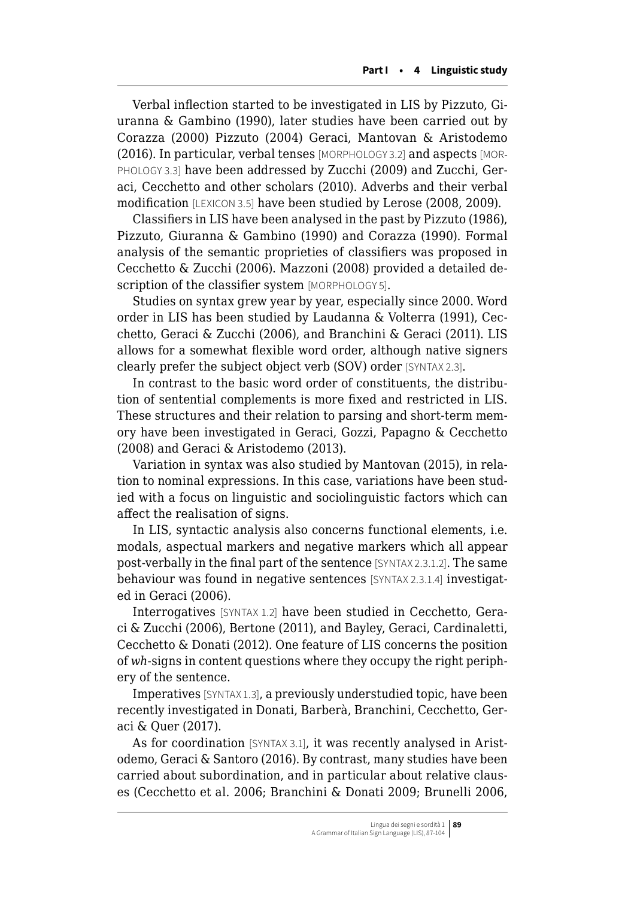Verbal inflection started to be investigated in LIS by Pizzuto, Giuranna & Gambino (1990), later studies have been carried out by Corazza (2000) Pizzuto (2004) Geraci, Mantovan & Aristodemo (2016). In particular, verbal tenses [MORPHOLOGY 3.2] and aspects [MORPHOLOGY 3.3] have been addressed by Zucchi (2009) and Zucchi, Geraci, Cecchetto and other scholars (2010). Adverbs and their verbal modification [LEXICON 3.5] have been studied by Lerose (2008, 2009).

Classifiers in LIS have been analysed in the past by Pizzuto (1986), Pizzuto, Giuranna & Gambino (1990) and Corazza (1990). Formal analysis of the semantic proprieties of classifiers was proposed in Cecchetto & Zucchi (2006). Mazzoni (2008) provided a detailed description of the classifier system [MORPHOLOGY 5].

Studies on syntax grew year by year, especially since 2000. Word order in LIS has been studied by Laudanna & Volterra (1991), Cecchetto, Geraci & Zucchi (2006), and Branchini & Geraci (2011). LIS allows for a somewhat flexible word order, although native signers clearly prefer the subject object verb (SOV) order [SYNTAX 2.3].

In contrast to the basic word order of constituents, the distribution of sentential complements is more fixed and restricted in LIS. These structures and their relation to parsing and short-term memory have been investigated in Geraci, Gozzi, Papagno & Cecchetto (2008) and Geraci & Aristodemo (2013).

Variation in syntax was also studied by Mantovan (2015), in relation to nominal expressions. In this case, variations have been studied with a focus on linguistic and sociolinguistic factors which can affect the realisation of signs.

In LIS, syntactic analysis also concerns functional elements, i.e. modals, aspectual markers and negative markers which all appear post-verbally in the final part of the sentence [SYNTAX 2.3.1.2]. The same behaviour was found in negative sentences [SYNTAX 2.3.1.4] investigated in Geraci (2006).

Interrogatives [SYNTAX 1.2] have been studied in Cecchetto, Geraci & Zucchi (2006), Bertone (2011), and Bayley, Geraci, Cardinaletti, Cecchetto & Donati (2012). One feature of LIS concerns the position of *wh*-signs in content questions where they occupy the right periphery of the sentence.

Imperatives [SYNTAX 1.3], a previously understudied topic, have been recently investigated in Donati, Barberà, Branchini, Cecchetto, Geraci & Quer (2017).

As for coordination [SYNTAX 3.1], it was recently analysed in Aristodemo, Geraci & Santoro (2016). By contrast, many studies have been carried about subordination, and in particular about relative clauses (Cecchetto et al. 2006; Branchini & Donati 2009; Brunelli 2006,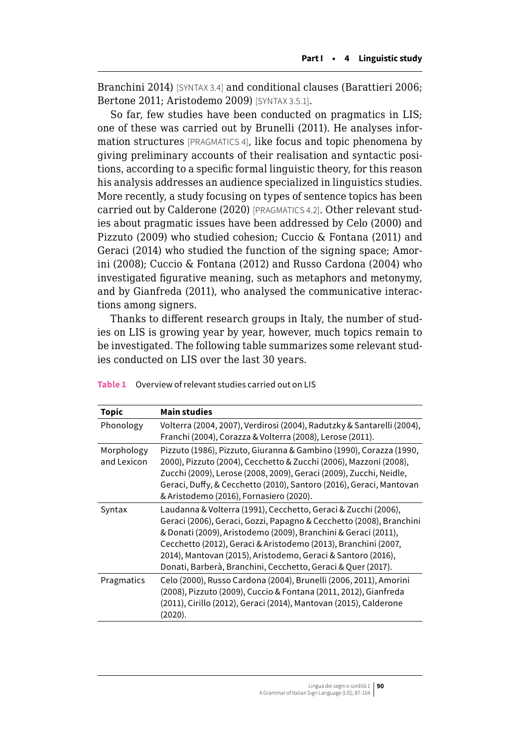Branchini 2014) [SYNTAX 3.4] and conditional clauses (Barattieri 2006; Bertone 2011; Aristodemo 2009) [SYNTAX 3.5.1].

So far, few studies have been conducted on pragmatics in LIS; one of these was carried out by Brunelli (2011). He analyses information structures [PRAGMATICS 4], like focus and topic phenomena by giving preliminary accounts of their realisation and syntactic positions, according to a specific formal linguistic theory, for this reason his analysis addresses an audience specialized in linguistics studies. More recently, a study focusing on types of sentence topics has been carried out by Calderone (2020) [PRAGMATICS 4.2]. Other relevant studies about pragmatic issues have been addressed by Celo (2000) and Pizzuto (2009) who studied cohesion; Cuccio & Fontana (2011) and Geraci (2014) who studied the function of the signing space; Amorini (2008); Cuccio & Fontana (2012) and Russo Cardona (2004) who investigated figurative meaning, such as metaphors and metonymy, and by Gianfreda (2011), who analysed the communicative interactions among signers.

Thanks to different research groups in Italy, the number of studies on LIS is growing year by year, however, much topics remain to be investigated. The following table summarizes some relevant studies conducted on LIS over the last 30 years.

**Table 1** Overview of relevant studies carried out on LIS

| Topic | Main studies |
|---|---|
| Phonology | Volterra (2004, 2007), Verdirosi (2004), Radutzky & Santarelli (2004), Franchi (2004), Corazza & Volterra (2008), Lerose (2011). |
| Morphology and Lexicon | Pizzuto (1986), Pizzuto, Giuranna & Gambino (1990), Corazza (1990, 2000), Pizzuto (2004), Cecchetto & Zucchi (2006), Mazzoni (2008), Zucchi (2009), Lerose (2008, 2009), Geraci (2009), Zucchi, Neidle, Geraci, Duffy, & Cecchetto (2010), Santoro (2016), Geraci, Mantovan & Aristodemo (2016), Fornasiero (2020). |
| Syntax | Laudanna & Volterra (1991), Cecchetto, Geraci & Zucchi (2006), Geraci (2006), Geraci, Gozzi, Papagno & Cecchetto (2008), Branchini & Donati (2009), Aristodemo (2009), Branchini & Geraci (2011), Cecchetto (2012), Geraci & Aristodemo (2013), Branchini (2007, 2014), Mantovan (2015), Aristodemo, Geraci & Santoro (2016), Donati, Barberà, Branchini, Cecchetto, Geraci & Quer (2017). |
| Pragmatics | Celo (2000), Russo Cardona (2004), Brunelli (2006, 2011), Amorini (2008), Pizzuto (2009), Cuccio & Fontana (2011, 2012), Gianfreda (2011), Cirillo (2012), Geraci (2014), Mantovan (2015), Calderone (2020). |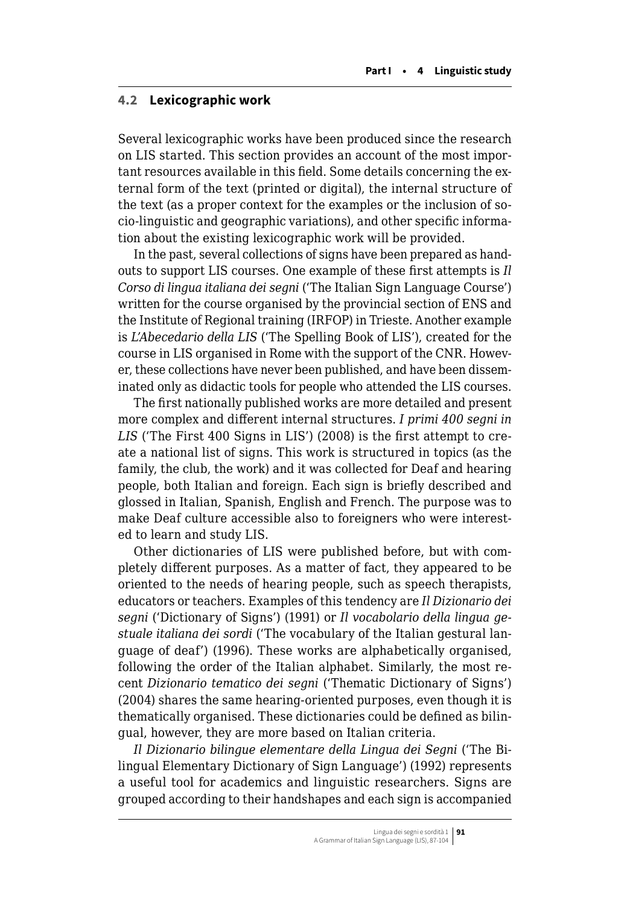## 4.2 Lexicographic work

Several lexicographic works have been produced since the research on LIS started. This section provides an account of the most important resources available in this field. Some details concerning the external form of the text (printed or digital), the internal structure of the text (as a proper context for the examples or the inclusion of socio-linguistic and geographic variations), and other specific information about the existing lexicographic work will be provided.

In the past, several collections of signs have been prepared as handouts to support LIS courses. One example of these first attempts is *Il Corso di lingua italiana dei segni* ('The Italian Sign Language Course') written for the course organised by the provincial section of ENS and the Institute of Regional training (IRFOP) in Trieste. Another example is *L'Abecedario della LIS* ('The Spelling Book of LIS'), created for the course in LIS organised in Rome with the support of the CNR. However, these collections have never been published, and have been disseminated only as didactic tools for people who attended the LIS courses.

The first nationally published works are more detailed and present more complex and different internal structures. *I primi 400 segni in LIS* ('The First 400 Signs in LIS') (2008) is the first attempt to create a national list of signs. This work is structured in topics (as the family, the club, the work) and it was collected for Deaf and hearing people, both Italian and foreign. Each sign is briefly described and glossed in Italian, Spanish, English and French. The purpose was to make Deaf culture accessible also to foreigners who were interested to learn and study LIS.

Other dictionaries of LIS were published before, but with completely different purposes. As a matter of fact, they appeared to be oriented to the needs of hearing people, such as speech therapists, educators or teachers. Examples of this tendency are *Il Dizionario dei segni* ('Dictionary of Signs') (1991) or *Il vocabolario della lingua gestuale italiana dei sordi* ('The vocabulary of the Italian gestural language of deaf') (1996). These works are alphabetically organised, following the order of the Italian alphabet. Similarly, the most recent *Dizionario tematico dei segni* ('Thematic Dictionary of Signs') (2004) shares the same hearing-oriented purposes, even though it is thematically organised. These dictionaries could be defined as bilingual, however, they are more based on Italian criteria.

*Il Dizionario bilingue elementare della Lingua dei Segni* ('The Bilingual Elementary Dictionary of Sign Language') (1992) represents a useful tool for academics and linguistic researchers. Signs are grouped according to their handshapes and each sign is accompanied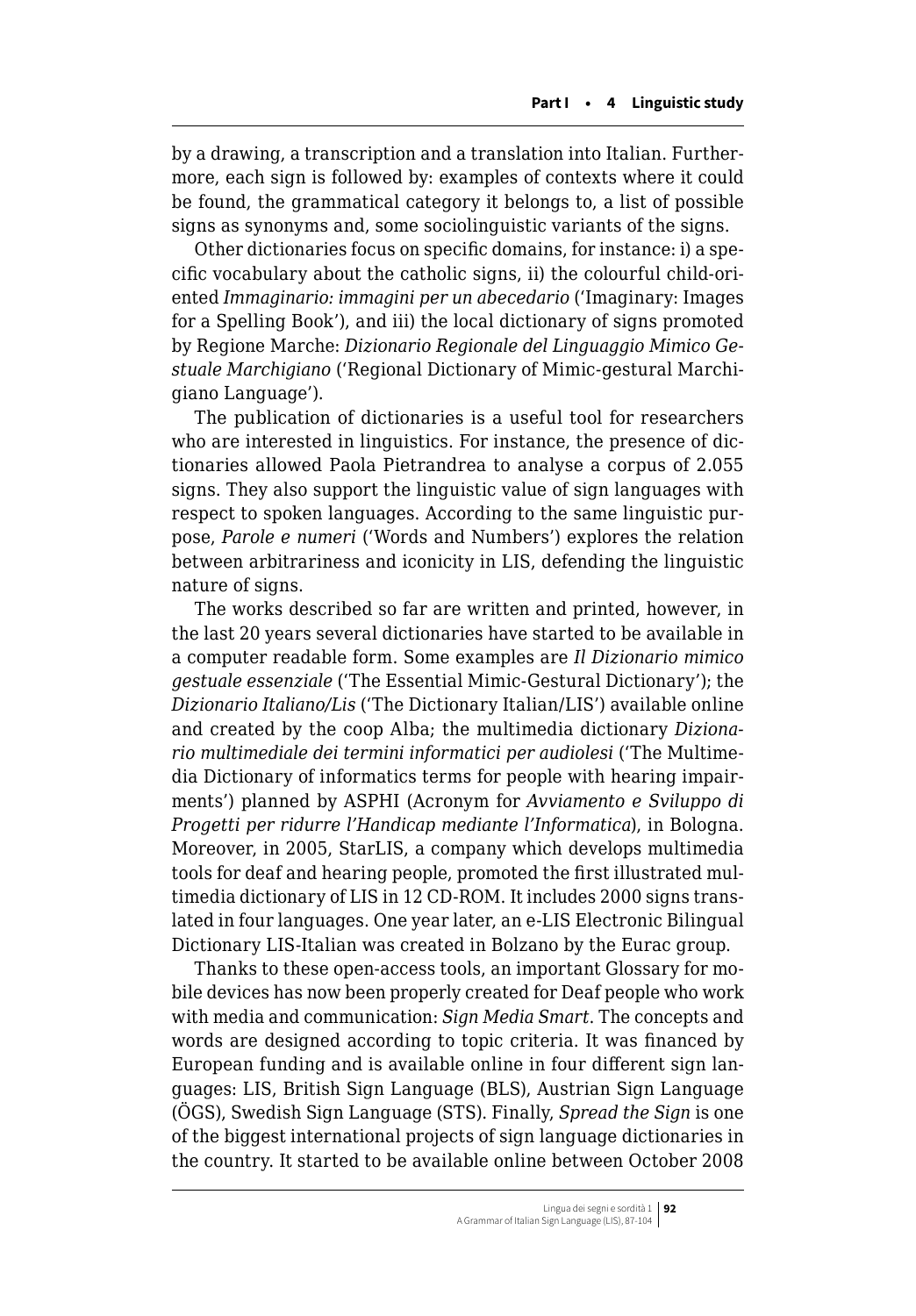by a drawing, a transcription and a translation into Italian. Furthermore, each sign is followed by: examples of contexts where it could be found, the grammatical category it belongs to, a list of possible signs as synonyms and, some sociolinguistic variants of the signs.

Other dictionaries focus on specific domains, for instance: i) a specific vocabulary about the catholic signs, ii) the colourful child-oriented *Immaginario: immagini per un abecedario* ('Imaginary: Images for a Spelling Book'), and iii) the local dictionary of signs promoted by Regione Marche: *Dizionario Regionale del Linguaggio Mimico Gestuale Marchigiano* ('Regional Dictionary of Mimic-gestural Marchigiano Language').

The publication of dictionaries is a useful tool for researchers who are interested in linguistics. For instance, the presence of dictionaries allowed Paola Pietrandrea to analyse a corpus of 2.055 signs. They also support the linguistic value of sign languages with respect to spoken languages. According to the same linguistic purpose, *Parole e numeri* ('Words and Numbers') explores the relation between arbitrariness and iconicity in LIS, defending the linguistic nature of signs.

The works described so far are written and printed, however, in the last 20 years several dictionaries have started to be available in a computer readable form. Some examples are *Il Dizionario mimico gestuale essenziale* ('The Essential Mimic-Gestural Dictionary'); the *Dizionario Italiano/Lis* ('The Dictionary Italian/LIS') available online and created by the coop Alba; the multimedia dictionary *Dizionario multimediale dei termini informatici per audiolesi* ('The Multimedia Dictionary of informatics terms for people with hearing impairments') planned by ASPHI (Acronym for *Avviamento e Sviluppo di Progetti per ridurre l'Handicap mediante l'Informatica*), in Bologna. Moreover, in 2005, StarLIS, a company which develops multimedia tools for deaf and hearing people, promoted the first illustrated multimedia dictionary of LIS in 12 CD-ROM. It includes 2000 signs translated in four languages. One year later, an e-LIS Electronic Bilingual Dictionary LIS-Italian was created in Bolzano by the Eurac group.

Thanks to these open-access tools, an important Glossary for mobile devices has now been properly created for Deaf people who work with media and communication: *Sign Media Smart*. The concepts and words are designed according to topic criteria. It was financed by European funding and is available online in four different sign languages: LIS, British Sign Language (BLS), Austrian Sign Language (ÖGS), Swedish Sign Language (STS). Finally, *Spread the Sign* is one of the biggest international projects of sign language dictionaries in the country. It started to be available online between October 2008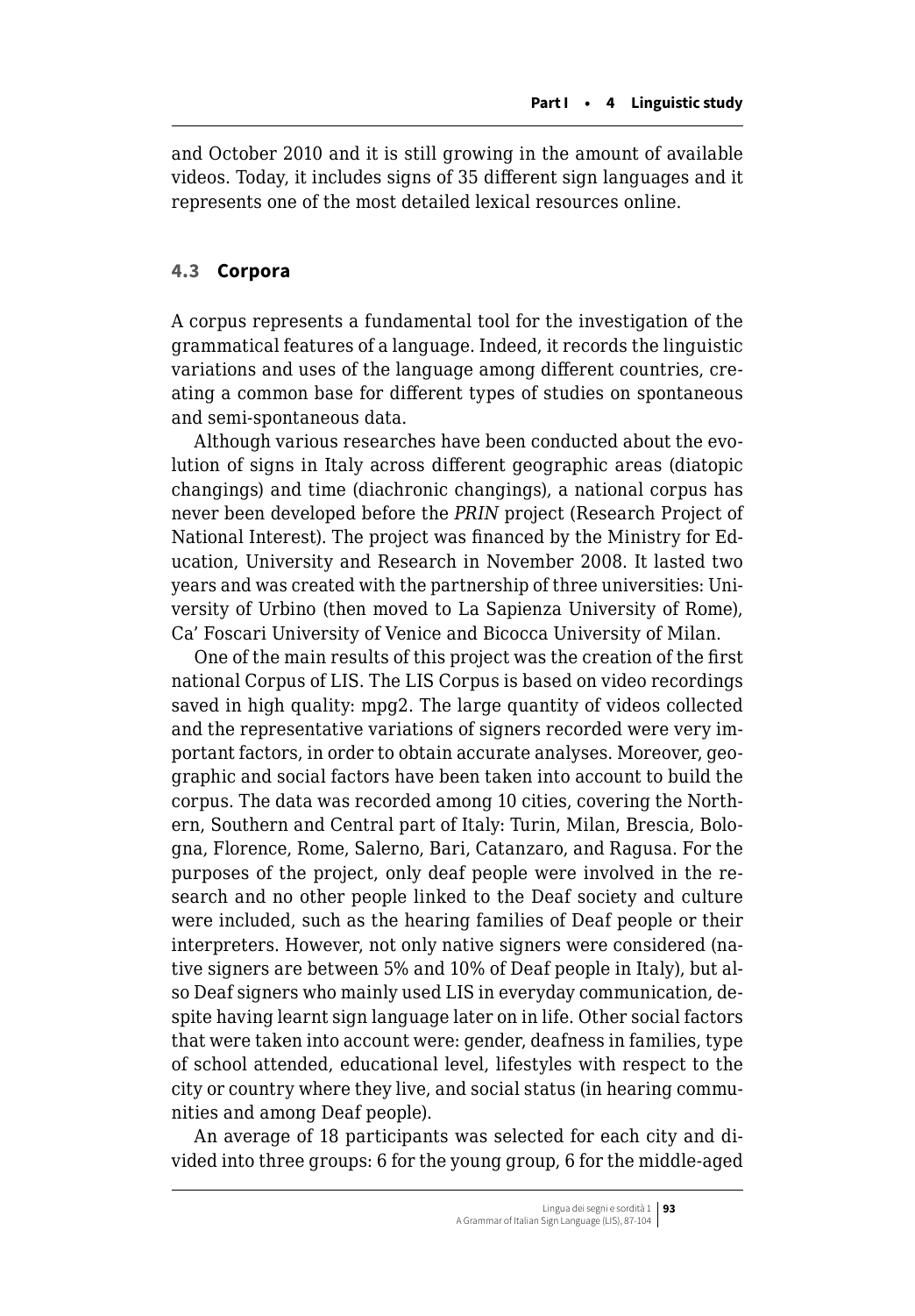and October 2010 and it is still growing in the amount of available videos. Today, it includes signs of 35 different sign languages and it represents one of the most detailed lexical resources online.

## 4.3 Corpora

A corpus represents a fundamental tool for the investigation of the grammatical features of a language. Indeed, it records the linguistic variations and uses of the language among different countries, creating a common base for different types of studies on spontaneous and semi-spontaneous data.

Although various researches have been conducted about the evolution of signs in Italy across different geographic areas (diatopic changings) and time (diachronic changings), a national corpus has never been developed before the *PRIN* project (Research Project of National Interest). The project was financed by the Ministry for Education, University and Research in November 2008. It lasted two years and was created with the partnership of three universities: University of Urbino (then moved to La Sapienza University of Rome), Ca' Foscari University of Venice and Bicocca University of Milan.

One of the main results of this project was the creation of the first national Corpus of LIS. The LIS Corpus is based on video recordings saved in high quality: mpg2. The large quantity of videos collected and the representative variations of signers recorded were very important factors, in order to obtain accurate analyses. Moreover, geographic and social factors have been taken into account to build the corpus. The data was recorded among 10 cities, covering the Northern, Southern and Central part of Italy: Turin, Milan, Brescia, Bologna, Florence, Rome, Salerno, Bari, Catanzaro, and Ragusa. For the purposes of the project, only deaf people were involved in the research and no other people linked to the Deaf society and culture were included, such as the hearing families of Deaf people or their interpreters. However, not only native signers were considered (native signers are between 5% and 10% of Deaf people in Italy), but also Deaf signers who mainly used LIS in everyday communication, despite having learnt sign language later on in life. Other social factors that were taken into account were: gender, deafness in families, type of school attended, educational level, lifestyles with respect to the city or country where they live, and social status (in hearing communities and among Deaf people).

An average of 18 participants was selected for each city and divided into three groups: 6 for the young group, 6 for the middle-aged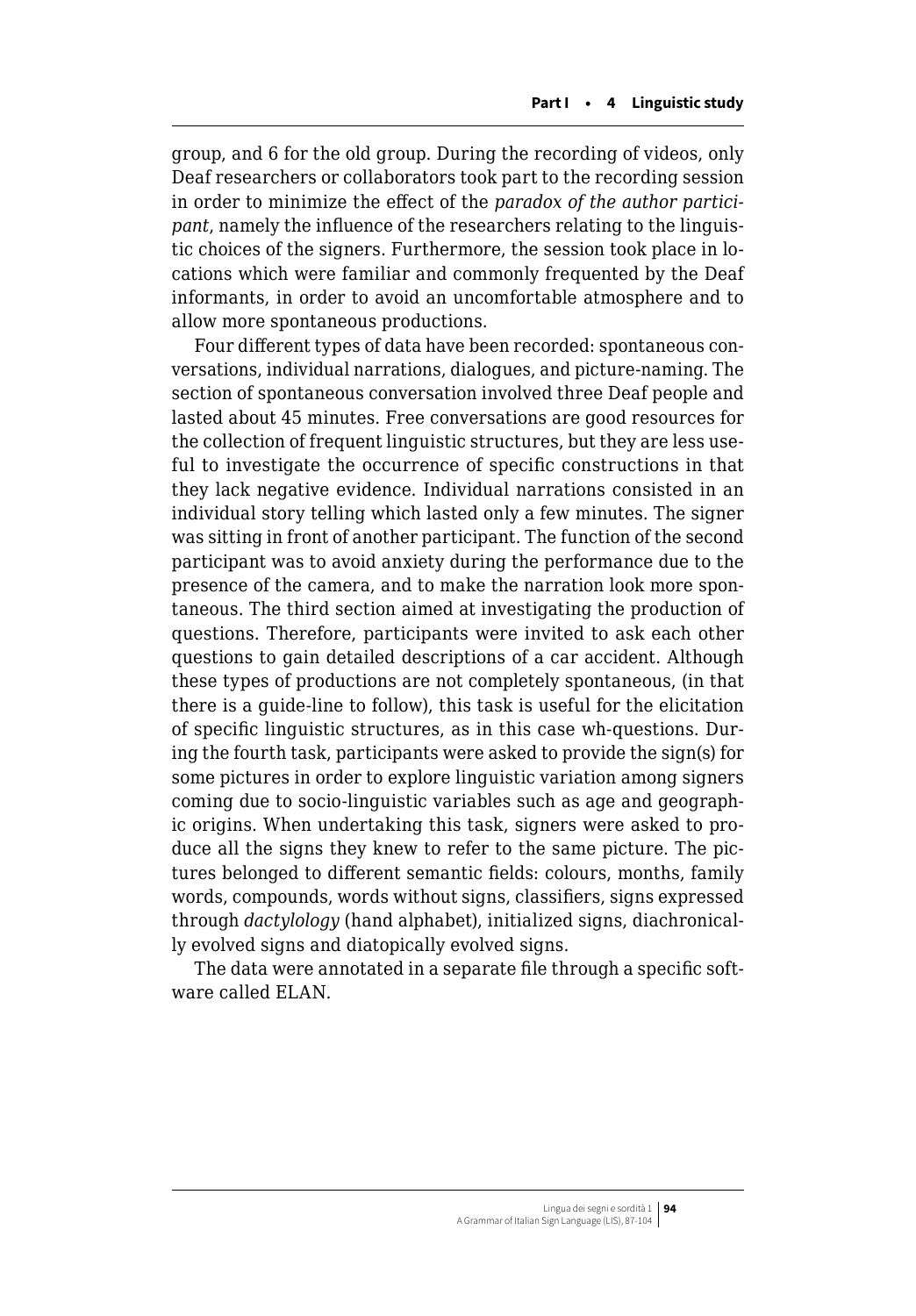group, and 6 for the old group. During the recording of videos, only Deaf researchers or collaborators took part to the recording session in order to minimize the effect of the *paradox of the author participant*, namely the influence of the researchers relating to the linguistic choices of the signers. Furthermore, the session took place in locations which were familiar and commonly frequented by the Deaf informants, in order to avoid an uncomfortable atmosphere and to allow more spontaneous productions.

Four different types of data have been recorded: spontaneous conversations, individual narrations, dialogues, and picture-naming. The section of spontaneous conversation involved three Deaf people and lasted about 45 minutes. Free conversations are good resources for the collection of frequent linguistic structures, but they are less useful to investigate the occurrence of specific constructions in that they lack negative evidence. Individual narrations consisted in an individual story telling which lasted only a few minutes. The signer was sitting in front of another participant. The function of the second participant was to avoid anxiety during the performance due to the presence of the camera, and to make the narration look more spontaneous. The third section aimed at investigating the production of questions. Therefore, participants were invited to ask each other questions to gain detailed descriptions of a car accident. Although these types of productions are not completely spontaneous, (in that there is a guide-line to follow), this task is useful for the elicitation of specific linguistic structures, as in this case wh-questions. During the fourth task, participants were asked to provide the sign(s) for some pictures in order to explore linguistic variation among signers coming due to socio-linguistic variables such as age and geographic origins. When undertaking this task, signers were asked to produce all the signs they knew to refer to the same picture. The pictures belonged to different semantic fields: colours, months, family words, compounds, words without signs, classifiers, signs expressed through *dactylology* (hand alphabet), initialized signs, diachronically evolved signs and diatopically evolved signs.

The data were annotated in a separate file through a specific software called ELAN.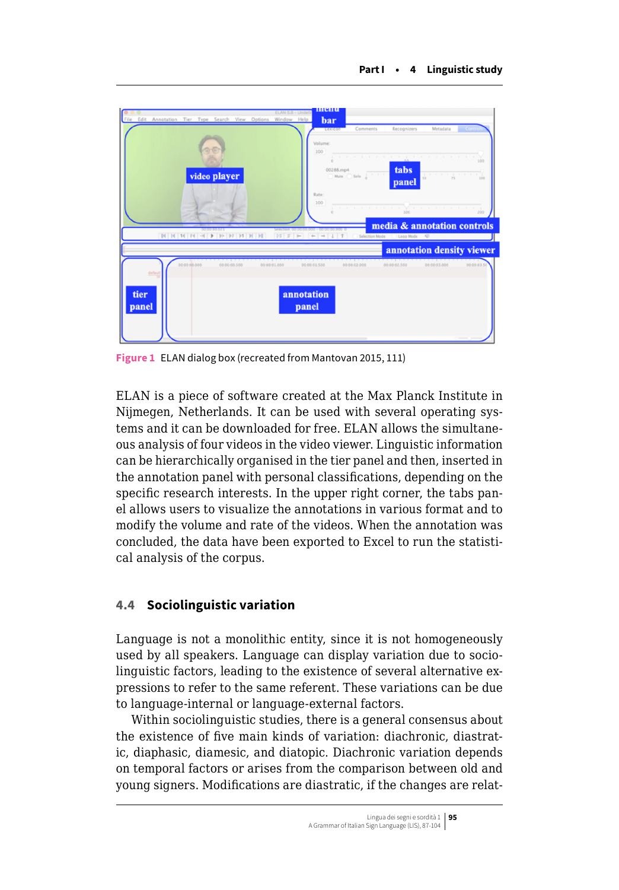Figure 1 ELAN dialog box (recreated from Mantovan 2015, 111)

ELAN is a piece of software created at the Max Planck Institute in Nijmegen, Netherlands. It can be used with several operating systems and it can be downloaded for free. ELAN allows the simultaneous analysis of four videos in the video viewer. Linguistic information can be hierarchically organised in the tier panel and then, inserted in the annotation panel with personal classifications, depending on the specific research interests. In the upper right corner, the tabs panel allows users to visualize the annotations in various format and to modify the volume and rate of the videos. When the annotation was concluded, the data have been exported to Excel to run the statistical analysis of the corpus.

## 4.4 Sociolinguistic variation

Language is not a monolithic entity, since it is not homogeneously used by all speakers. Language can display variation due to sociolinguistic factors, leading to the existence of several alternative expressions to refer to the same referent. These variations can be due to language-internal or language-external factors.

Within sociolinguistic studies, there is a general consensus about the existence of five main kinds of variation: diachronic, diastratic, diaphasic, diamesic, and diatopic. Diachronic variation depends on temporal factors or arises from the comparison between old and young signers. Modifications are diastratic, if the changes are relat-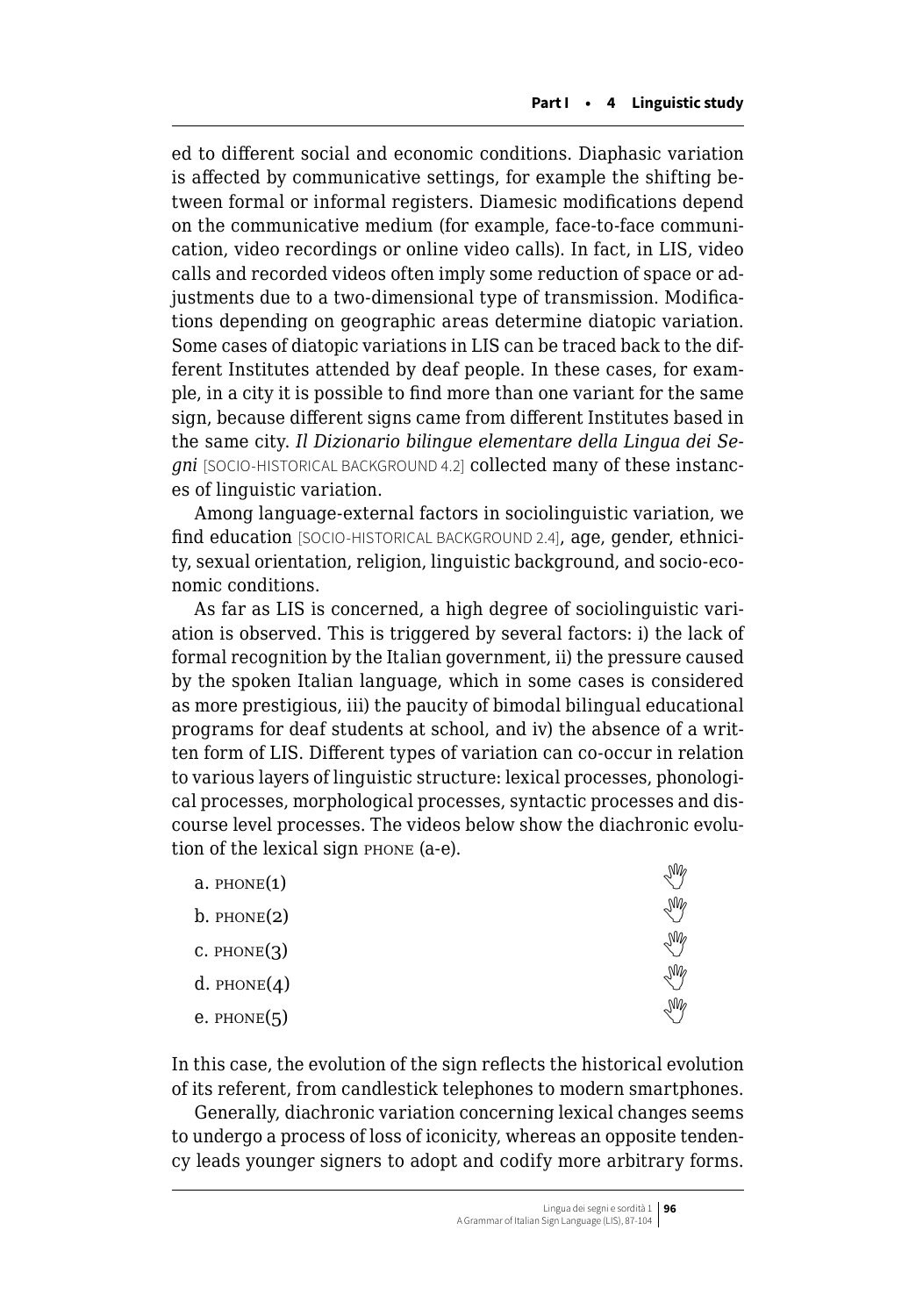ed to different social and economic conditions. Diaphasic variation is affected by communicative settings, for example the shifting between formal or informal registers. Diamesic modifications depend on the communicative medium (for example, face-to-face communication, video recordings or online video calls). In fact, in LIS, video calls and recorded videos often imply some reduction of space or adjustments due to a two-dimensional type of transmission. Modifications depending on geographic areas determine diatopic variation. Some cases of diatopic variations in LIS can be traced back to the different Institutes attended by deaf people. In these cases, for example, in a city it is possible to find more than one variant for the same sign, because different signs came from different Institutes based in the same city. *Il Dizionario bilingue elementare della Lingua dei Segni* [SOCIO-HISTORICAL BACKGROUND 4.2] collected many of these instances of linguistic variation.

Among language-external factors in sociolinguistic variation, we find education [SOCIO-HISTORICAL BACKGROUND 2.4], age, gender, ethnicity, sexual orientation, religion, linguistic background, and socio-economic conditions.

As far as LIS is concerned, a high degree of sociolinguistic variation is observed. This is triggered by several factors: i) the lack of formal recognition by the Italian government, ii) the pressure caused by the spoken Italian language, which in some cases is considered as more prestigious, iii) the paucity of bimodal bilingual educational programs for deaf students at school, and iv) the absence of a written form of LIS. Different types of variation can co-occur in relation to various layers of linguistic structure: lexical processes, phonological processes, morphological processes, syntactic processes and discourse level processes. The videos below show the diachronic evolution of the lexical sign PHONE (a-e).

a. PHONE(1)

b. PHONE(2)

c. PHONE(3)

d. PHONE(4)

e. PHONE(5)

In this case, the evolution of the sign reflects the historical evolution of its referent, from candlestick telephones to modern smartphones.

Generally, diachronic variation concerning lexical changes seems to undergo a process of loss of iconicity, whereas an opposite tendency leads younger signers to adopt and codify more arbitrary forms.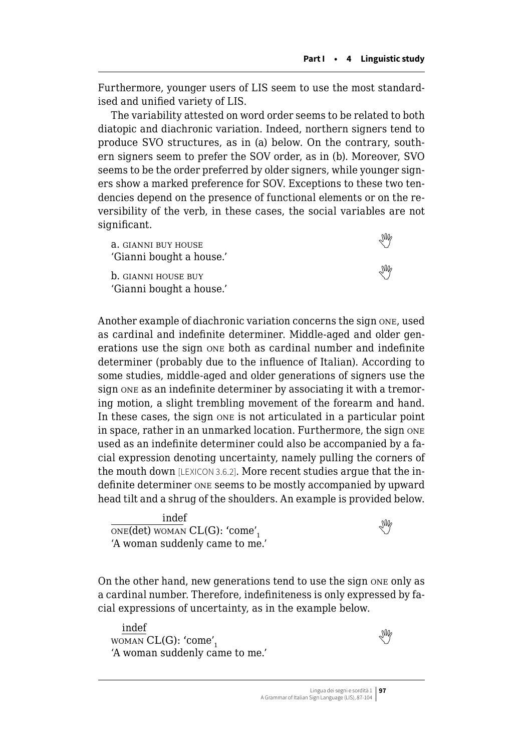Furthermore, younger users of LIS seem to use the most standardised and unified variety of LIS.

The variability attested on word order seems to be related to both diatopic and diachronic variation. Indeed, northern signers tend to produce SVO structures, as in (a) below. On the contrary, southern signers seem to prefer the SOV order, as in (b). Moreover, SVO seems to be the order preferred by older signers, while younger signers show a marked preference for SOV. Exceptions to these two tendencies depend on the presence of functional elements or on the reversibility of the verb, in these cases, the social variables are not significant.

a. GIANNI BUY HOUSE
'Gianni bought a house.'

b. GIANNI HOUSE BUY
'Gianni bought a house.'

Another example of diachronic variation concerns the sign ONE, used as cardinal and indefinite determiner. Middle-aged and older generations use the sign ONE both as cardinal number and indefinite determiner (probably due to the influence of Italian). According to some studies, middle-aged and older generations of signers use the sign ONE as an indefinite determiner by associating it with a tremoring motion, a slight trembling movement of the forearm and hand. In these cases, the sign ONE is not articulated in a particular point in space, rather in an unmarked location. Furthermore, the sign ONE used as an indefinite determiner could also be accompanied by a facial expression denoting uncertainty, namely pulling the corners of the mouth down [LEXICON 3.6.2]. More recent studies argue that the indefinite determiner ONE seems to be mostly accompanied by upward head tilt and a shrug of the shoulders. An example is provided below.

$\overline{\text{ONE(det) WOMAN}}^{\text{indef}}$ CL(G): 'come'$_1$
'A woman suddenly came to me.'

On the other hand, new generations tend to use the sign ONE only as a cardinal number. Therefore, indefiniteness is only expressed by facial expressions of uncertainty, as in the example below.

$\overline{\text{WOMAN}}^{\text{indef}}$ CL(G): 'come'$_1$
'A woman suddenly came to me.'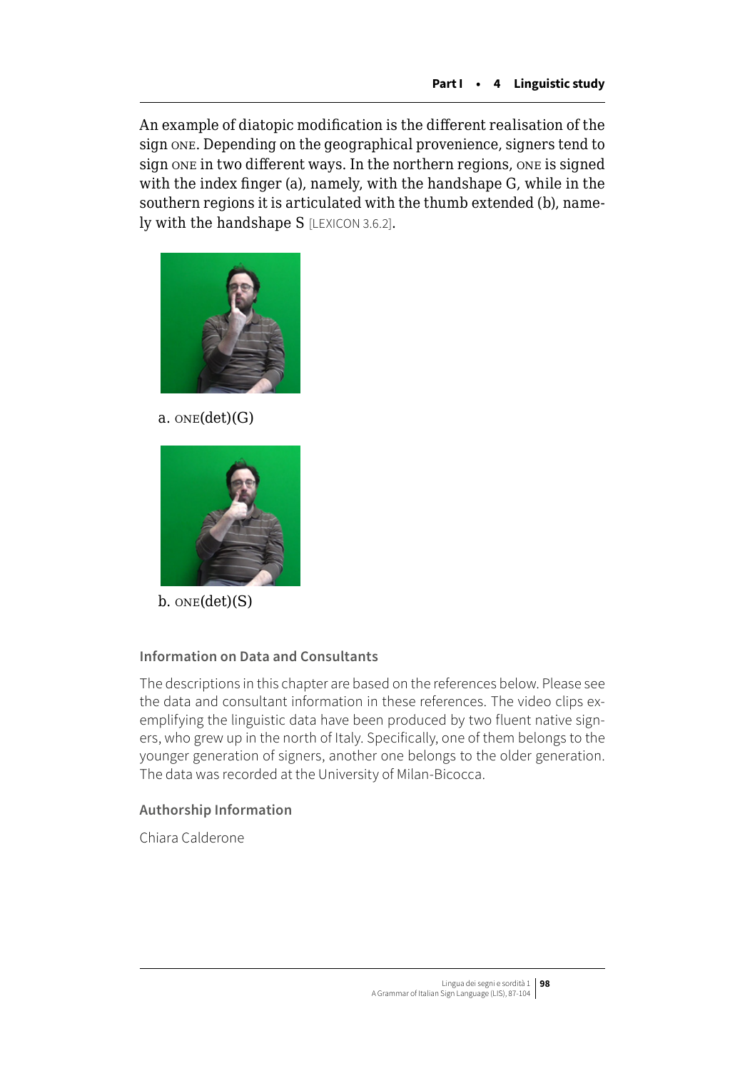An example of diatopic modification is the different realisation of the sign ONE. Depending on the geographical provenience, signers tend to sign ONE in two different ways. In the northern regions, ONE is signed with the index finger (a), namely, with the handshape G, while in the southern regions it is articulated with the thumb extended (b), namely with the handshape S [LEXICON 3.6.2].

a. ONE(det)(G)

b. ONE(det)(S)

### Information on Data and Consultants

The descriptions in this chapter are based on the references below. Please see the data and consultant information in these references. The video clips exemplifying the linguistic data have been produced by two fluent native signers, who grew up in the north of Italy. Specifically, one of them belongs to the younger generation of signers, another one belongs to the older generation. The data was recorded at the University of Milan-Bicocca.

### Authorship Information

Chiara Calderone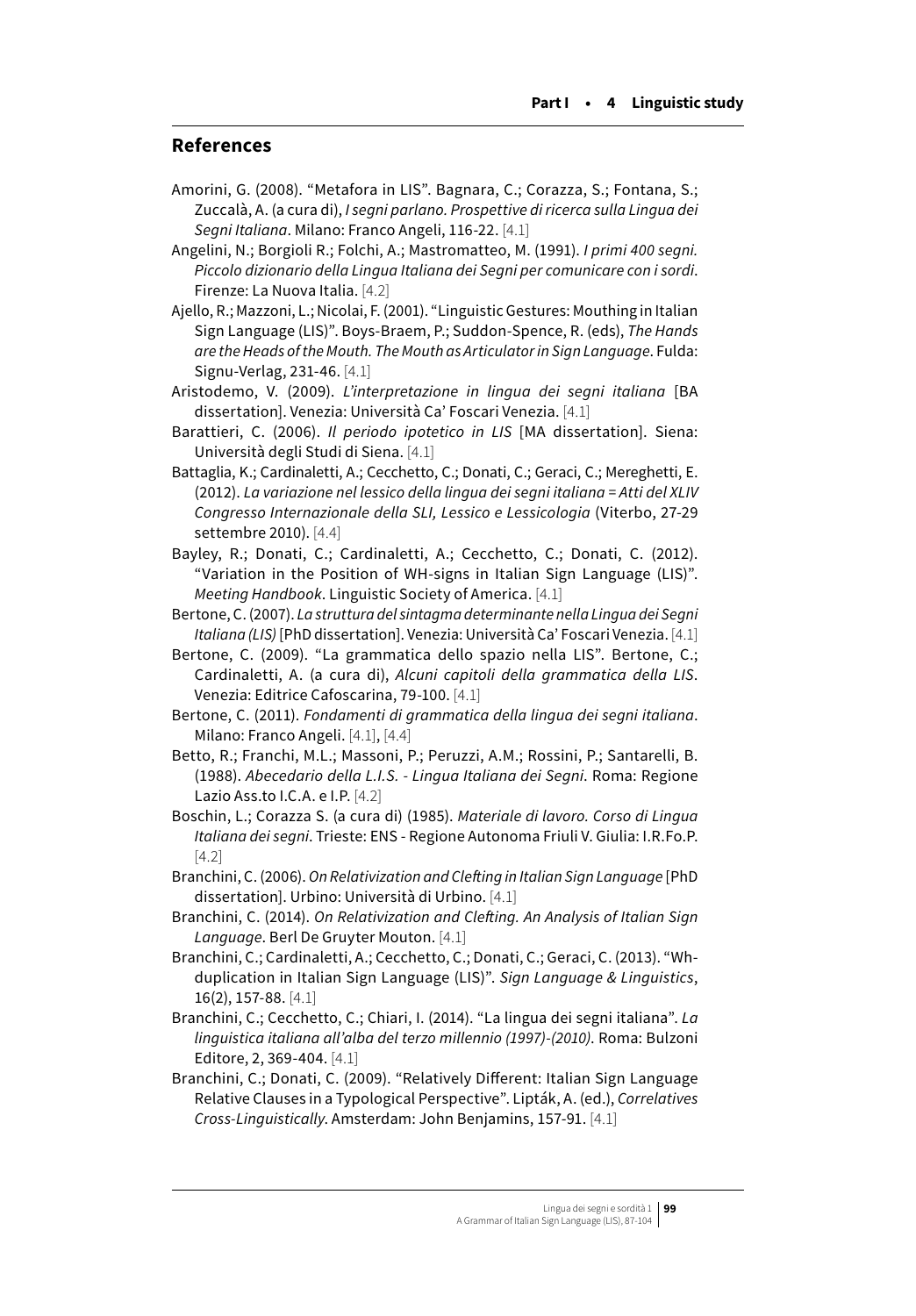## References

Amorini, G. (2008). "Metafora in LIS". Bagnara, C.; Corazza, S.; Fontana, S.; Zuccalà, A. (a cura di), *I segni parlano. Prospettive di ricerca sulla Lingua dei Segni Italiana*. Milano: Franco Angeli, 116-22. [4.1]

Angelini, N.; Borgioli R.; Folchi, A.; Mastromatteo, M. (1991). *I primi 400 segni. Piccolo dizionario della Lingua Italiana dei Segni per comunicare con i sordi*. Firenze: La Nuova Italia. [4.2]

Ajello, R.; Mazzoni, L.; Nicolai, F. (2001). "Linguistic Gestures: Mouthing in Italian Sign Language (LIS)". Boys-Braem, P.; Suddon-Spence, R. (eds), *The Hands are the Heads of the Mouth. The Mouth as Articulator in Sign Language*. Fulda: Signu-Verlag, 231-46. [4.1]

Aristodemo, V. (2009). *L'interpretazione in lingua dei segni italiana* [BA dissertation]. Venezia: Università Ca' Foscari Venezia. [4.1]

Barattieri, C. (2006). *Il periodo ipotetico in LIS* [MA dissertation]. Siena: Università degli Studi di Siena. [4.1]

Battaglia, K.; Cardinaletti, A.; Cecchetto, C.; Donati, C.; Geraci, C.; Mereghetti, E. (2012). *La variazione nel lessico della lingua dei segni italiana = Atti del XLIV Congresso Internazionale della SLI, Lessico e Lessicologia* (Viterbo, 27-29 settembre 2010). [4.4]

Bayley, R.; Donati, C.; Cardinaletti, A.; Cecchetto, C.; Donati, C. (2012). "Variation in the Position of WH-signs in Italian Sign Language (LIS)". *Meeting Handbook*. Linguistic Society of America. [4.1]

Bertone, C. (2007). *La struttura del sintagma determinante nella Lingua dei Segni Italiana (LIS)* [PhD dissertation]. Venezia: Università Ca' Foscari Venezia. [4.1]

Bertone, C. (2009). "La grammatica dello spazio nella LIS". Bertone, C.; Cardinaletti, A. (a cura di), *Alcuni capitoli della grammatica della LIS*. Venezia: Editrice Cafoscarina, 79-100. [4.1]

Bertone, C. (2011). *Fondamenti di grammatica della lingua dei segni italiana*. Milano: Franco Angeli. [4.1], [4.4]

Betto, R.; Franchi, M.L.; Massoni, P.; Peruzzi, A.M.; Rossini, P.; Santarelli, B. (1988). *Abecedario della L.I.S. - Lingua Italiana dei Segni*. Roma: Regione Lazio Ass.to I.C.A. e I.P. [4.2]

Boschin, L.; Corazza S. (a cura di) (1985). *Materiale di lavoro. Corso di Lingua Italiana dei segni*. Trieste: ENS - Regione Autonoma Friuli V. Giulia: I.R.Fo.P. [4.2]

Branchini, C. (2006). *On Relativization and Clefting in Italian Sign Language* [PhD dissertation]. Urbino: Università di Urbino. [4.1]

Branchini, C. (2014). *On Relativization and Clefting. An Analysis of Italian Sign Language*. Berl De Gruyter Mouton. [4.1]

Branchini, C.; Cardinaletti, A.; Cecchetto, C.; Donati, C.; Geraci, C. (2013). "Wh-duplication in Italian Sign Language (LIS)". *Sign Language & Linguistics*, 16(2), 157-88. [4.1]

Branchini, C.; Cecchetto, C.; Chiari, I. (2014). "La lingua dei segni italiana". *La linguistica italiana all'alba del terzo millennio (1997)-(2010)*. Roma: Bulzoni Editore, 2, 369-404. [4.1]

Branchini, C.; Donati, C. (2009). "Relatively Different: Italian Sign Language Relative Clauses in a Typological Perspective". Lipták, A. (ed.), *Correlatives Cross-Linguistically*. Amsterdam: John Benjamins, 157-91. [4.1]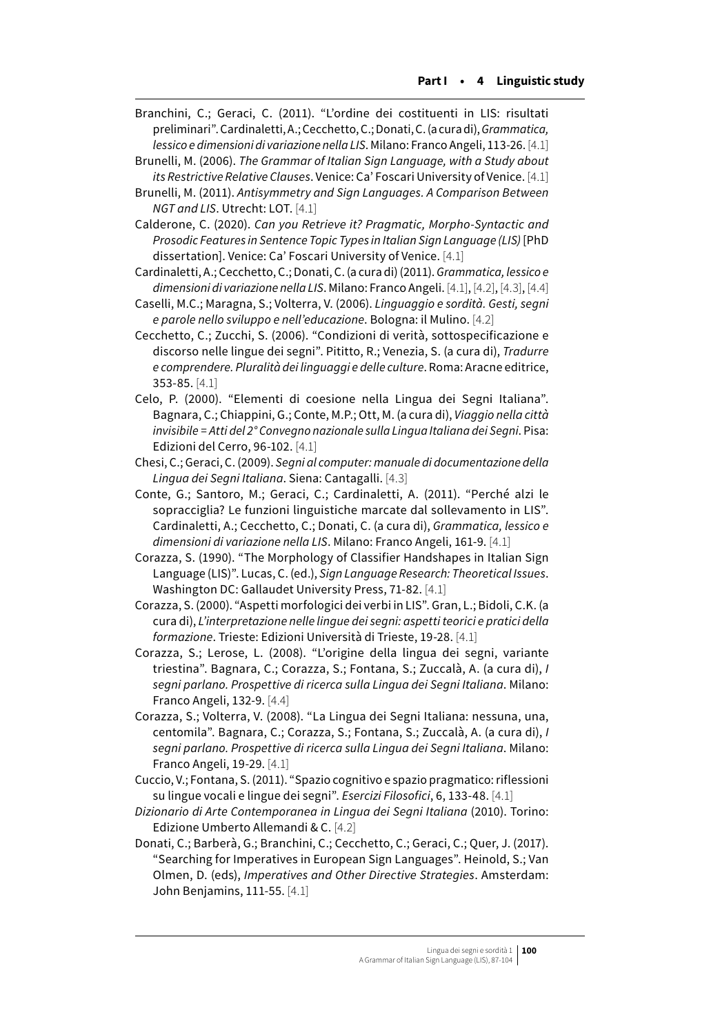Branchini, C.; Geraci, C. (2011). "L'ordine dei costituenti in LIS: risultati preliminari". Cardinaletti, A.; Cecchetto, C.; Donati, C. (a cura di), *Grammatica, lessico e dimensioni di variazione nella LIS*. Milano: Franco Angeli, 113-26. [4.1]

Brunelli, M. (2006). *The Grammar of Italian Sign Language, with a Study about its Restrictive Relative Clauses*. Venice: Ca' Foscari University of Venice. [4.1]

Brunelli, M. (2011). *Antisymmetry and Sign Languages. A Comparison Between NGT and LIS*. Utrecht: LOT. [4.1]

Calderone, C. (2020). *Can you Retrieve it? Pragmatic, Morpho-Syntactic and Prosodic Features in Sentence Topic Types in Italian Sign Language (LIS)* [PhD dissertation]. Venice: Ca' Foscari University of Venice. [4.1]

Cardinaletti, A.; Cecchetto, C.; Donati, C. (a cura di) (2011). *Grammatica, lessico e dimensioni di variazione nella LIS*. Milano: Franco Angeli. [4.1], [4.2], [4.3], [4.4]

Caselli, M.C.; Maragna, S.; Volterra, V. (2006). *Linguaggio e sordità. Gesti, segni e parole nello sviluppo e nell'educazione*. Bologna: il Mulino. [4.2]

Cecchetto, C.; Zucchi, S. (2006). "Condizioni di verità, sottospecificazione e discorso nelle lingue dei segni". Pititto, R.; Venezia, S. (a cura di), *Tradurre e comprendere. Pluralità dei linguaggi e delle culture*. Roma: Aracne editrice, 353-85. [4.1]

Celo, P. (2000). "Elementi di coesione nella Lingua dei Segni Italiana". Bagnara, C.; Chiappini, G.; Conte, M.P.; Ott, M. (a cura di), *Viaggio nella città invisibile = Atti del 2° Convegno nazionale sulla Lingua Italiana dei Segni*. Pisa: Edizioni del Cerro, 96-102. [4.1]

Chesi, C.; Geraci, C. (2009). *Segni al computer: manuale di documentazione della Lingua dei Segni Italiana*. Siena: Cantagalli. [4.3]

Conte, G.; Santoro, M.; Geraci, C.; Cardinaletti, A. (2011). "Perché alzi le sopracciglia? Le funzioni linguistiche marcate dal sollevamento in LIS". Cardinaletti, A.; Cecchetto, C.; Donati, C. (a cura di), *Grammatica, lessico e dimensioni di variazione nella LIS*. Milano: Franco Angeli, 161-9. [4.1]

Corazza, S. (1990). "The Morphology of Classifier Handshapes in Italian Sign Language (LIS)". Lucas, C. (ed.), *Sign Language Research: Theoretical Issues*. Washington DC: Gallaudet University Press, 71-82. [4.1]

Corazza, S. (2000). "Aspetti morfologici dei verbi in LIS". Gran, L.; Bidoli, C.K. (a cura di), *L'interpretazione nelle lingue dei segni: aspetti teorici e pratici della formazione*. Trieste: Edizioni Università di Trieste, 19-28. [4.1]

Corazza, S.; Lerose, L. (2008). "L'origine della lingua dei segni, variante triestina". Bagnara, C.; Corazza, S.; Fontana, S.; Zuccalà, A. (a cura di), *I segni parlano. Prospettive di ricerca sulla Lingua dei Segni Italiana*. Milano: Franco Angeli, 132-9. [4.4]

Corazza, S.; Volterra, V. (2008). "La Lingua dei Segni Italiana: nessuna, una, centomila". Bagnara, C.; Corazza, S.; Fontana, S.; Zuccalà, A. (a cura di), *I segni parlano. Prospettive di ricerca sulla Lingua dei Segni Italiana*. Milano: Franco Angeli, 19-29. [4.1]

Cuccio, V.; Fontana, S. (2011). "Spazio cognitivo e spazio pragmatico: riflessioni su lingue vocali e lingue dei segni". *Esercizi Filosofici*, 6, 133-48. [4.1]

*Dizionario di Arte Contemporanea in Lingua dei Segni Italiana* (2010). Torino: Edizione Umberto Allemandi & C. [4.2]

Donati, C.; Barberà, G.; Branchini, C.; Cecchetto, C.; Geraci, C.; Quer, J. (2017). "Searching for Imperatives in European Sign Languages". Heinold, S.; Van Olmen, D. (eds), *Imperatives and Other Directive Strategies*. Amsterdam: John Benjamins, 111-55. [4.1]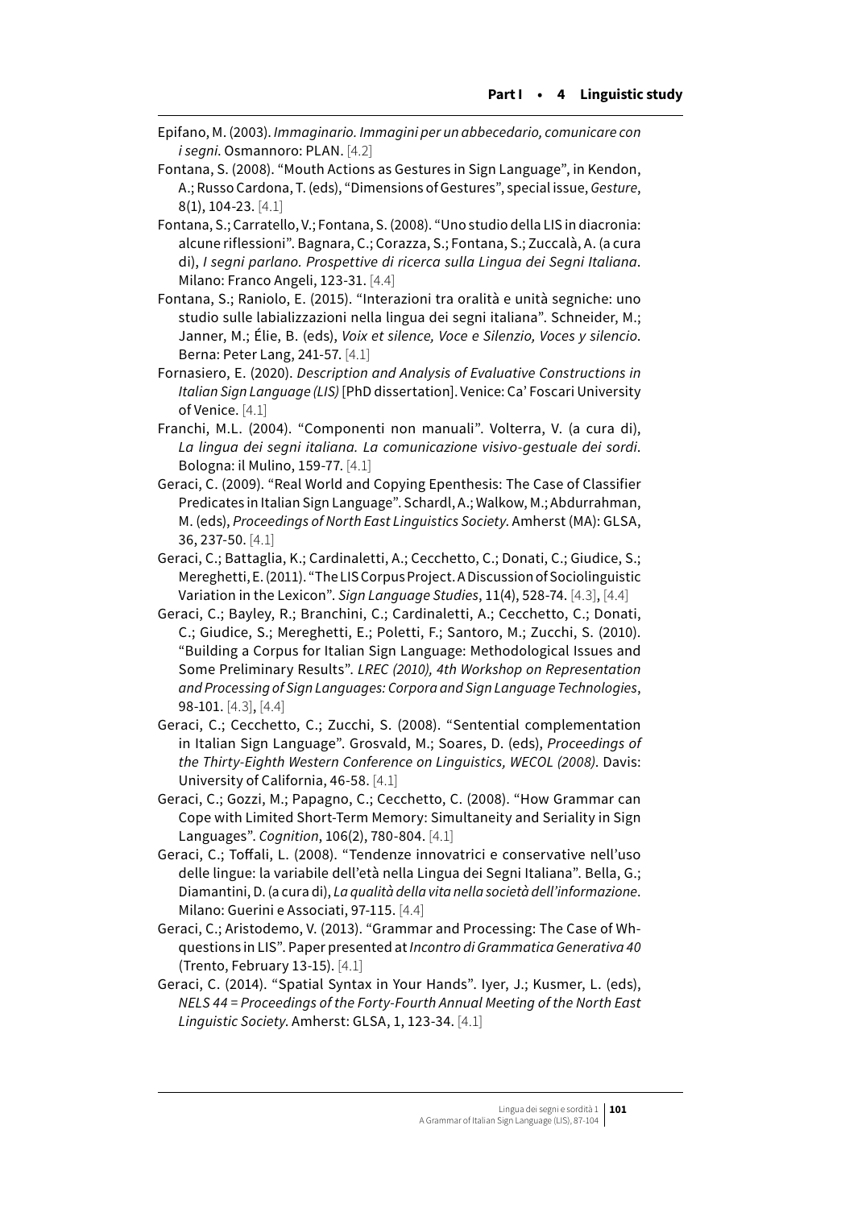Epifano, M. (2003). *Immaginario. Immagini per un abbecedario, comunicare con i segni*. Osmannoro: PLAN. [4.2]

Fontana, S. (2008). "Mouth Actions as Gestures in Sign Language", in Kendon, A.; Russo Cardona, T. (eds), "Dimensions of Gestures", special issue, *Gesture*, 8(1), 104-23. [4.1]

Fontana, S.; Carratello, V.; Fontana, S. (2008). "Uno studio della LIS in diacronia: alcune riflessioni". Bagnara, C.; Corazza, S.; Fontana, S.; Zuccalà, A. (a cura di), *I segni parlano. Prospettive di ricerca sulla Lingua dei Segni Italiana*. Milano: Franco Angeli, 123-31. [4.4]

Fontana, S.; Raniolo, E. (2015). "Interazioni tra oralità e unità segniche: uno studio sulle labializzazioni nella lingua dei segni italiana". Schneider, M.; Janner, M.; Élie, B. (eds), *Voix et silence, Voce e Silenzio, Voces y silencio*. Berna: Peter Lang, 241-57. [4.1]

Fornasiero, E. (2020). *Description and Analysis of Evaluative Constructions in Italian Sign Language (LIS)* [PhD dissertation]. Venice: Ca' Foscari University of Venice. [4.1]

Franchi, M.L. (2004). "Componenti non manuali". Volterra, V. (a cura di), *La lingua dei segni italiana. La comunicazione visivo-gestuale dei sordi*. Bologna: il Mulino, 159-77. [4.1]

Geraci, C. (2009). "Real World and Copying Epenthesis: The Case of Classifier Predicates in Italian Sign Language". Schardl, A.; Walkow, M.; Abdurrahman, M. (eds), *Proceedings of North East Linguistics Society*. Amherst (MA): GLSA, 36, 237-50. [4.1]

Geraci, C.; Battaglia, K.; Cardinaletti, A.; Cecchetto, C.; Donati, C.; Giudice, S.; Mereghetti, E. (2011). "The LIS Corpus Project. A Discussion of Sociolinguistic Variation in the Lexicon". *Sign Language Studies*, 11(4), 528-74. [4.3], [4.4]

Geraci, C.; Bayley, R.; Branchini, C.; Cardinaletti, A.; Cecchetto, C.; Donati, C.; Giudice, S.; Mereghetti, E.; Poletti, F.; Santoro, M.; Zucchi, S. (2010). "Building a Corpus for Italian Sign Language: Methodological Issues and Some Preliminary Results". *LREC (2010), 4th Workshop on Representation and Processing of Sign Languages: Corpora and Sign Language Technologies*, 98-101. [4.3], [4.4]

Geraci, C.; Cecchetto, C.; Zucchi, S. (2008). "Sentential complementation in Italian Sign Language". Grosvald, M.; Soares, D. (eds), *Proceedings of the Thirty-Eighth Western Conference on Linguistics, WECOL (2008)*. Davis: University of California, 46-58. [4.1]

Geraci, C.; Gozzi, M.; Papagno, C.; Cecchetto, C. (2008). "How Grammar can Cope with Limited Short-Term Memory: Simultaneity and Seriality in Sign Languages". *Cognition*, 106(2), 780-804. [4.1]

Geraci, C.; Toffali, L. (2008). "Tendenze innovatrici e conservative nell'uso delle lingue: la variabile dell'età nella Lingua dei Segni Italiana". Bella, G.; Diamantini, D. (a cura di), *La qualità della vita nella società dell'informazione*. Milano: Guerini e Associati, 97-115. [4.4]

Geraci, C.; Aristodemo, V. (2013). "Grammar and Processing: The Case of Wh-questions in LIS". Paper presented at *Incontro di Grammatica Generativa 40* (Trento, February 13-15). [4.1]

Geraci, C. (2014). "Spatial Syntax in Your Hands". Iyer, J.; Kusmer, L. (eds), *NELS 44 = Proceedings of the Forty-Fourth Annual Meeting of the North East Linguistic Society*. Amherst: GLSA, 1, 123-34. [4.1]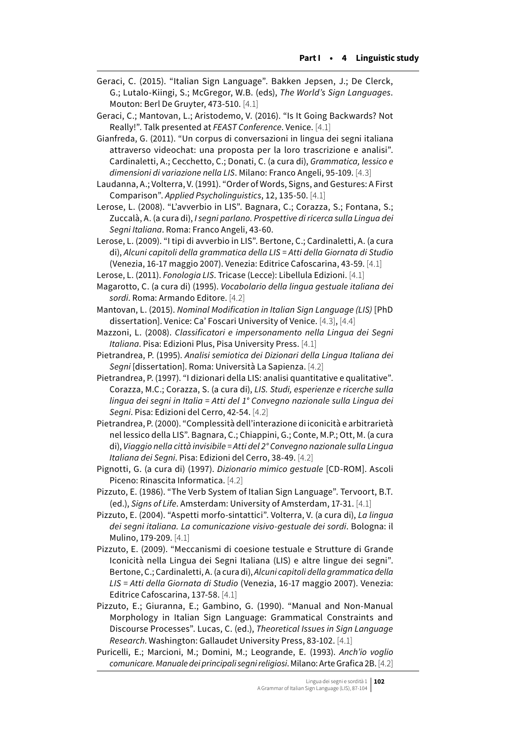Geraci, C. (2015). "Italian Sign Language". Bakken Jepsen, J.; De Clerck, G.; Lutalo-Kiingi, S.; McGregor, W.B. (eds), *The World's Sign Languages*. Mouton: Berl De Gruyter, 473-510. [4.1]

Geraci, C.; Mantovan, L.; Aristodemo, V. (2016). "Is It Going Backwards? Not Really!". Talk presented at *FEAST Conference*. Venice. [4.1]

Gianfreda, G. (2011). "Un corpus di conversazioni in lingua dei segni italiana attraverso videochat: una proposta per la loro trascrizione e analisi". Cardinaletti, A.; Cecchetto, C.; Donati, C. (a cura di), *Grammatica, lessico e dimensioni di variazione nella LIS*. Milano: Franco Angeli, 95-109. [4.3]

Laudanna, A.; Volterra, V. (1991). "Order of Words, Signs, and Gestures: A First Comparison". *Applied Psycholinguistics*, 12, 135-50. [4.1]

Lerose, L. (2008). "L'avverbio in LIS". Bagnara, C.; Corazza, S.; Fontana, S.; Zuccalà, A. (a cura di), *I segni parlano. Prospettive di ricerca sulla Lingua dei Segni Italiana*. Roma: Franco Angeli, 43-60.

Lerose, L. (2009). "I tipi di avverbio in LIS". Bertone, C.; Cardinaletti, A. (a cura di), *Alcuni capitoli della grammatica della LIS = Atti della Giornata di Studio* (Venezia, 16-17 maggio 2007). Venezia: Editrice Cafoscarina, 43-59. [4.1]

Lerose, L. (2011). *Fonologia LIS*. Tricase (Lecce): Libellula Edizioni. [4.1]

Magarotto, C. (a cura di) (1995). *Vocabolario della lingua gestuale italiana dei sordi*. Roma: Armando Editore. [4.2]

Mantovan, L. (2015). *Nominal Modification in Italian Sign Language (LIS)* [PhD dissertation]. Venice: Ca' Foscari University of Venice. [4.3], [4.4]

Mazzoni, L. (2008). *Classificatori e impersonamento nella Lingua dei Segni Italiana*. Pisa: Edizioni Plus, Pisa University Press. [4.1]

Pietrandrea, P. (1995). *Analisi semiotica dei Dizionari della Lingua Italiana dei Segni* [dissertation]. Roma: Università La Sapienza. [4.2]

Pietrandrea, P. (1997). "I dizionari della LIS: analisi quantitative e qualitative". Corazza, M.C.; Corazza, S. (a cura di), *LIS. Studi, esperienze e ricerche sulla lingua dei segni in Italia = Atti del 1° Convegno nazionale sulla Lingua dei Segni*. Pisa: Edizioni del Cerro, 42-54. [4.2]

Pietrandrea, P. (2000). "Complessità dell'interazione di iconicità e arbitrarietà nel lessico della LIS". Bagnara, C.; Chiappini, G.; Conte, M.P.; Ott, M. (a cura di), *Viaggio nella città invisibile = Atti del 2° Convegno nazionale sulla Lingua Italiana dei Segni*. Pisa: Edizioni del Cerro, 38-49. [4.2]

Pignotti, G. (a cura di) (1997). *Dizionario mimico gestuale* [CD-ROM]. Ascoli Piceno: Rinascita Informatica. [4.2]

Pizzuto, E. (1986). "The Verb System of Italian Sign Language". Tervoort, B.T. (ed.), *Signs of Life*. Amsterdam: University of Amsterdam, 17-31. [4.1]

Pizzuto, E. (2004). "Aspetti morfo-sintattici". Volterra, V. (a cura di), *La lingua dei segni italiana. La comunicazione visivo-gestuale dei sordi*. Bologna: il Mulino, 179-209. [4.1]

Pizzuto, E. (2009). "Meccanismi di coesione testuale e Strutture di Grande Iconicità nella Lingua dei Segni Italiana (LIS) e altre lingue dei segni". Bertone, C.; Cardinaletti, A. (a cura di), *Alcuni capitoli della grammatica della LIS = Atti della Giornata di Studio* (Venezia, 16-17 maggio 2007). Venezia: Editrice Cafoscarina, 137-58. [4.1]

Pizzuto, E.; Giuranna, E.; Gambino, G. (1990). "Manual and Non-Manual Morphology in Italian Sign Language: Grammatical Constraints and Discourse Processes". Lucas, C. (ed.), *Theoretical Issues in Sign Language Research*. Washington: Gallaudet University Press, 83-102. [4.1]

Puricelli, E.; Marcioni, M.; Domini, M.; Leogrande, E. (1993). *Anch'io voglio comunicare. Manuale dei principali segni religiosi*. Milano: Arte Grafica 2B. [4.2]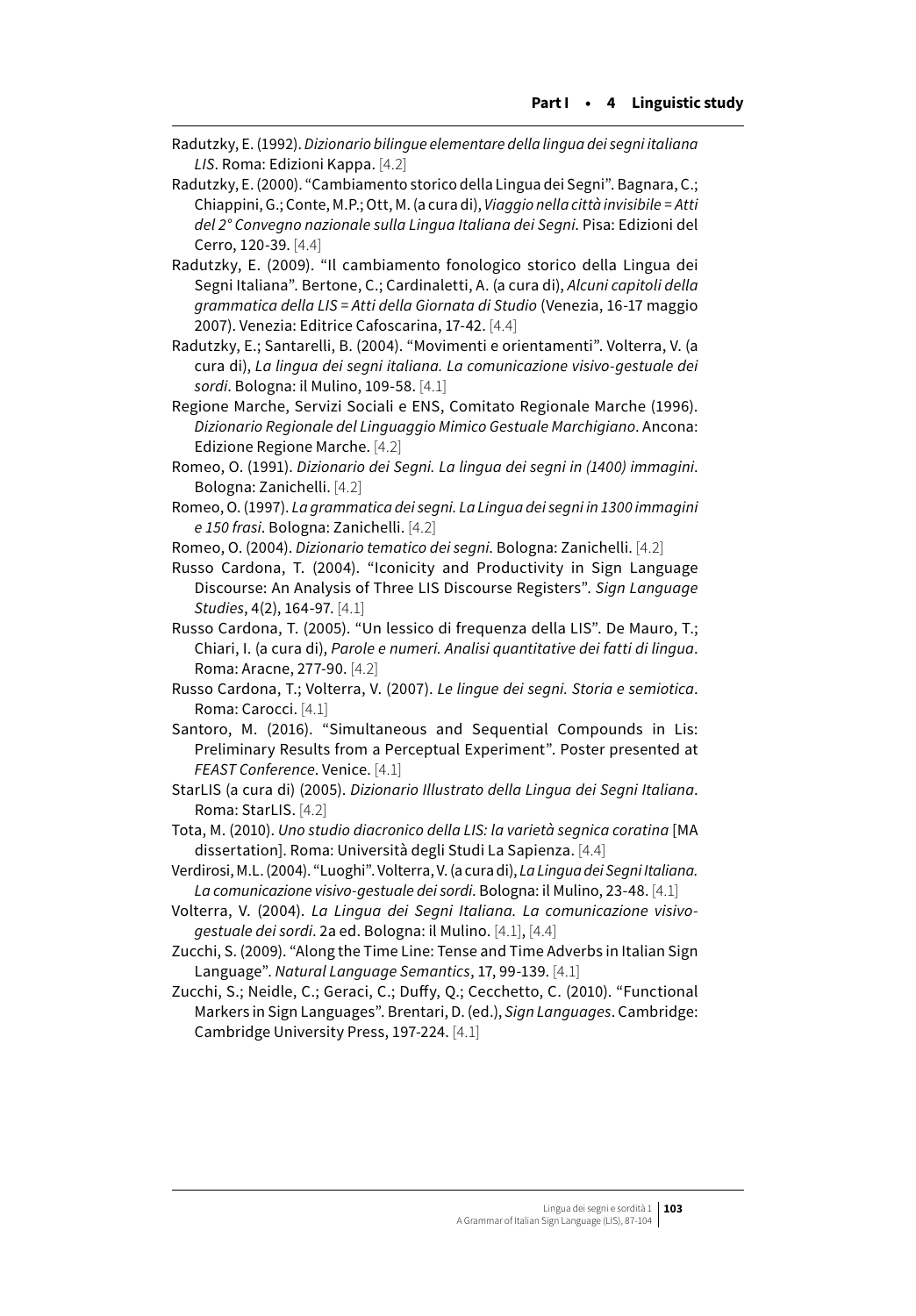Radutzky, E. (1992). *Dizionario bilingue elementare della lingua dei segni italiana LIS*. Roma: Edizioni Kappa. [4.2]

Radutzky, E. (2000). “Cambiamento storico della Lingua dei Segni”. Bagnara, C.; Chiappini, G.; Conte, M.P.; Ott, M. (a cura di), *Viaggio nella città invisibile = Atti del 2° Convegno nazionale sulla Lingua Italiana dei Segni*. Pisa: Edizioni del Cerro, 120-39. [4.4]

Radutzky, E. (2009). “Il cambiamento fonologico storico della Lingua dei Segni Italiana”. Bertone, C.; Cardinaletti, A. (a cura di), *Alcuni capitoli della grammatica della LIS = Atti della Giornata di Studio* (Venezia, 16-17 maggio 2007). Venezia: Editrice Cafoscarina, 17-42. [4.4]

Radutzky, E.; Santarelli, B. (2004). “Movimenti e orientamenti”. Volterra, V. (a cura di), *La lingua dei segni italiana. La comunicazione visivo-gestuale dei sordi*. Bologna: il Mulino, 109-58. [4.1]

Regione Marche, Servizi Sociali e ENS, Comitato Regionale Marche (1996). *Dizionario Regionale del Linguaggio Mimico Gestuale Marchigiano*. Ancona: Edizione Regione Marche. [4.2]

Romeo, O. (1991). *Dizionario dei Segni. La lingua dei segni in (1400) immagini*. Bologna: Zanichelli. [4.2]

Romeo, O. (1997). *La grammatica dei segni. La Lingua dei segni in 1300 immagini e 150 frasi*. Bologna: Zanichelli. [4.2]

Romeo, O. (2004). *Dizionario tematico dei segni*. Bologna: Zanichelli. [4.2]

Russo Cardona, T. (2004). “Iconicity and Productivity in Sign Language Discourse: An Analysis of Three LIS Discourse Registers”. *Sign Language Studies*, 4(2), 164-97. [4.1]

Russo Cardona, T. (2005). “Un lessico di frequenza della LIS”. De Mauro, T.; Chiari, I. (a cura di), *Parole e numeri. Analisi quantitative dei fatti di lingua*. Roma: Aracne, 277-90. [4.2]

Russo Cardona, T.; Volterra, V. (2007). *Le lingue dei segni. Storia e semiotica*. Roma: Carocci. [4.1]

Santoro, M. (2016). “Simultaneous and Sequential Compounds in Lis: Preliminary Results from a Perceptual Experiment”. Poster presented at *FEAST Conference*. Venice. [4.1]

StarLIS (a cura di) (2005). *Dizionario Illustrato della Lingua dei Segni Italiana*. Roma: StarLIS. [4.2]

Tota, M. (2010). *Uno studio diacronico della LIS: la varietà segnica coratina* [MA dissertation]. Roma: Università degli Studi La Sapienza. [4.4]

Verdirosi, M.L. (2004). “Luoghi”. Volterra, V. (a cura di), *La Lingua dei Segni Italiana. La comunicazione visivo-gestuale dei sordi*. Bologna: il Mulino, 23-48. [4.1]

Volterra, V. (2004). *La Lingua dei Segni Italiana. La comunicazione visivo-gestuale dei sordi*. 2a ed. Bologna: il Mulino. [4.1], [4.4]

Zucchi, S. (2009). “Along the Time Line: Tense and Time Adverbs in Italian Sign Language”. *Natural Language Semantics*, 17, 99-139. [4.1]

Zucchi, S.; Neidle, C.; Geraci, C.; Duffy, Q.; Cecchetto, C. (2010). “Functional Markers in Sign Languages”. Brentari, D. (ed.), *Sign Languages*. Cambridge: Cambridge University Press, 197-224. [4.1]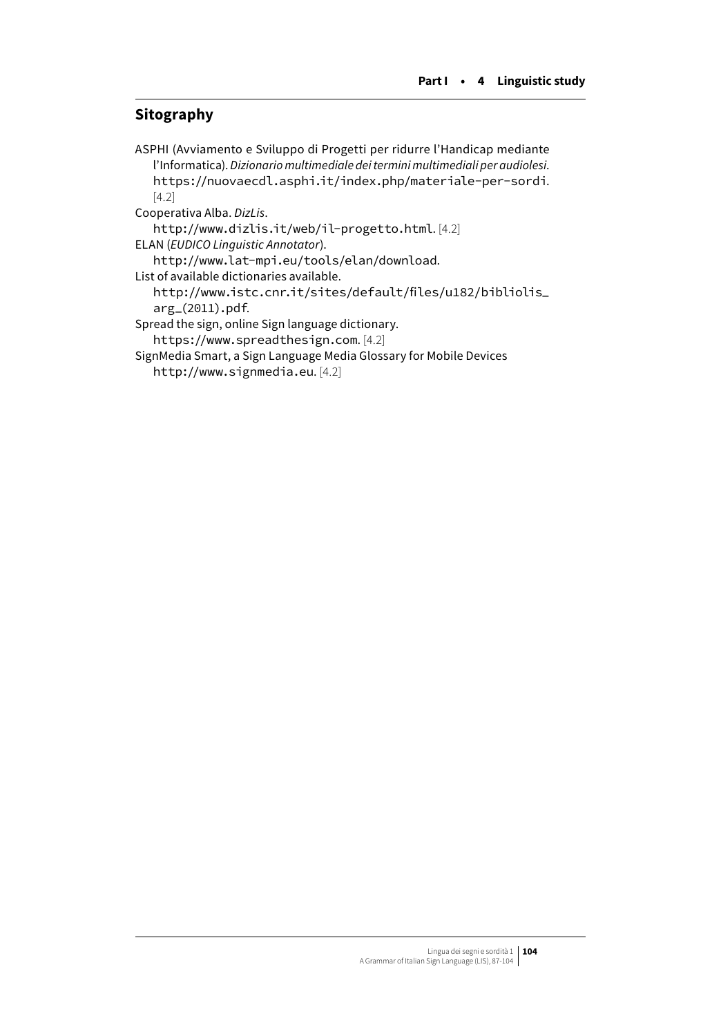## Sitography

ASPHI (Avviamento e Sviluppo di Progetti per ridurre l'Handicap mediante l'Informatica). *Dizionario multimediale dei termini multimediali per audiolesi*. https://nuovaecdl.asphi.it/index.php/materiale-per-sordi. [4.2]

Cooperativa Alba. *DizLis*. http://www.dizlis.it/web/il-progetto.html. [4.2]

ELAN (*EUDICO Linguistic Annotator*). http://www.lat-mpi.eu/tools/elan/download.

List of available dictionaries available. http://www.istc.cnr.it/sites/default/files/u182/bibliolis_arg_(2011).pdf.

Spread the sign, online Sign language dictionary. https://www.spreadthesign.com. [4.2]

SignMedia Smart, a Sign Language Media Glossary for Mobile Devices http://www.signmedia.eu. [4.2]